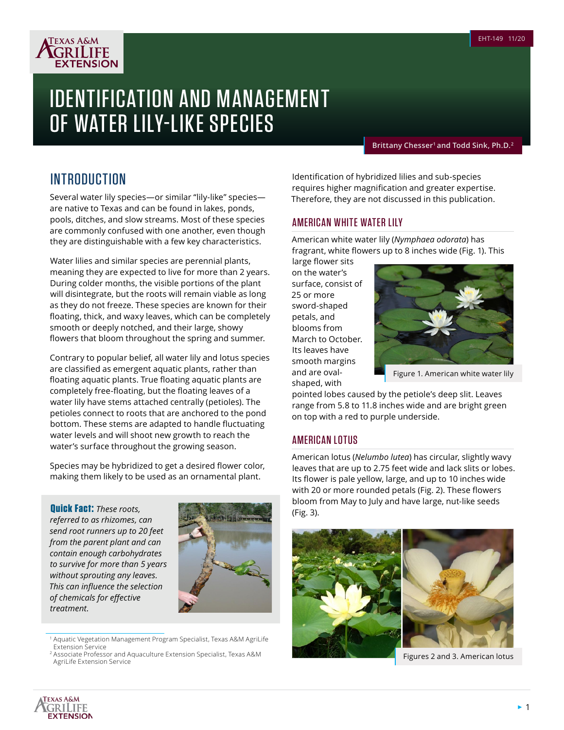EHT-149 11/20

# IDENTIFICATION AND MANAGEMENT OF WATER LILY-LIKE SPECIES

Brittany Chesser[1] and Todd Sink, Ph.D.[2]

## INTRODUCTION

Several water lily species—or similar "lily-like" species—are native to Texas and can be found in lakes, ponds, pools, ditches, and slow streams. Most of these species are commonly confused with one another, even though they are distinguishable with a few key characteristics.

Water lilies and similar species are perennial plants, meaning they are expected to live for more than 2 years. During colder months, the visible portions of the plant will disintegrate, but the roots will remain viable as long as they do not freeze. These species are known for their floating, thick, and waxy leaves, which can be completely smooth or deeply notched, and their large, showy flowers that bloom throughout the spring and summer.

Contrary to popular belief, all water lily and lotus species are classified as emergent aquatic plants, rather than floating aquatic plants. True floating aquatic plants are completely free-floating, but the floating leaves of a water lily have stems attached centrally (petioles). The petioles connect to roots that are anchored to the pond bottom. These stems are adapted to handle fluctuating water levels and will shoot new growth to reach the water's surface throughout the growing season.

Species may be hybridized to get a desired flower color, making them likely to be used as an ornamental plant.

**Quick Fact:** *These roots, referred to as rhizomes, can send root runners up to 20 feet from the parent plant and can contain enough carbohydrates to survive for more than 5 years without sprouting any leaves. This can influence the selection of chemicals for effective treatment.*

Identification of hybridized lilies and sub-species requires higher magnification and greater expertise. Therefore, they are not discussed in this publication.

### AMERICAN WHITE WATER LILY

American white water lily (*Nymphaea odorata*) has fragrant, white flowers up to 8 inches wide (Fig. 1). This large flower sits on the water's surface, consist of 25 or more sword-shaped petals, and blooms from March to October. Its leaves have smooth margins and are oval-shaped, with pointed lobes caused by the petiole's deep slit. Leaves range from 5.8 to 11.8 inches wide and are bright green on top with a red to purple underside.

Figure 1. American white water lily

### AMERICAN LOTUS

American lotus (*Nelumbo lutea*) has circular, slightly wavy leaves that are up to 2.75 feet wide and lack slits or lobes. Its flower is pale yellow, large, and up to 10 inches wide with 20 or more rounded petals (Fig. 2). These flowers bloom from May to July and have large, nut-like seeds (Fig. 3).

Figures 2 and 3. American lotus

[1] Aquatic Vegetation Management Program Specialist, Texas A&M AgriLife Extension Service

[2] Associate Professor and Aquaculture Extension Specialist, Texas A&M AgriLife Extension Service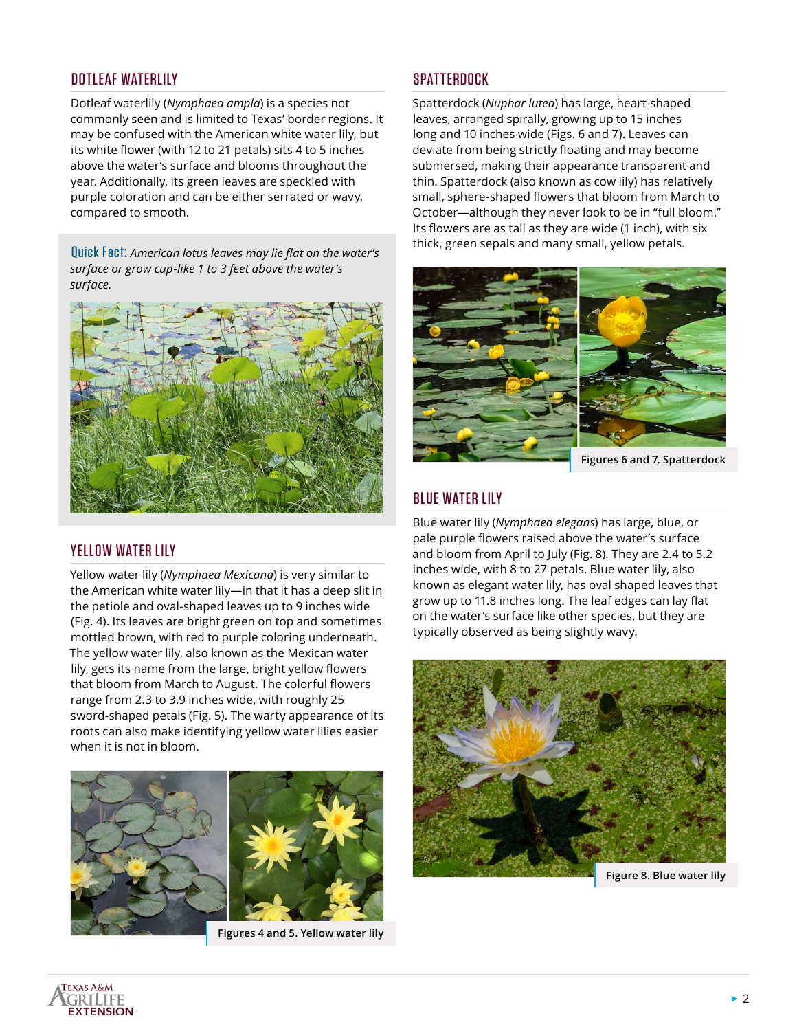## DOTLEAF WATERLILY

Dotleaf waterlily (*Nymphaea ampla*) is a species not commonly seen and is limited to Texas' border regions. It may be confused with the American white water lily, but its white flower (with 12 to 21 petals) sits 4 to 5 inches above the water's surface and blooms throughout the year. Additionally, its green leaves are speckled with purple coloration and can be either serrated or wavy, compared to smooth.

**Quick Fact:** *American lotus leaves may lie flat on the water's surface or grow cup-like 1 to 3 feet above the water's surface.*

## YELLOW WATER LILY

Yellow water lily (*Nymphaea Mexicana*) is very similar to the American white water lily—in that it has a deep slit in the petiole and oval-shaped leaves up to 9 inches wide (Fig. 4). Its leaves are bright green on top and sometimes mottled brown, with red to purple coloring underneath. The yellow water lily, also known as the Mexican water lily, gets its name from the large, bright yellow flowers that bloom from March to August. The colorful flowers range from 2.3 to 3.9 inches wide, with roughly 25 sword-shaped petals (Fig. 5). The warty appearance of its roots can also make identifying yellow water lilies easier when it is not in bloom.

Figures 4 and 5. Yellow water lily

## SPATTERDOCK

Spatterdock (*Nuphar lutea*) has large, heart-shaped leaves, arranged spirally, growing up to 15 inches long and 10 inches wide (Figs. 6 and 7). Leaves can deviate from being strictly floating and may become submersed, making their appearance transparent and thin. Spatterdock (also known as cow lily) has relatively small, sphere-shaped flowers that bloom from March to October—although they never look to be in "full bloom." Its flowers are as tall as they are wide (1 inch), with six thick, green sepals and many small, yellow petals.

Figures 6 and 7. Spatterdock

## BLUE WATER LILY

Blue water lily (*Nymphaea elegans*) has large, blue, or pale purple flowers raised above the water's surface and bloom from April to July (Fig. 8). They are 2.4 to 5.2 inches wide, with 8 to 27 petals. Blue water lily, also known as elegant water lily, has oval shaped leaves that grow up to 11.8 inches long. The leaf edges can lay flat on the water's surface like other species, but they are typically observed as being slightly wavy.

Figure 8. Blue water lily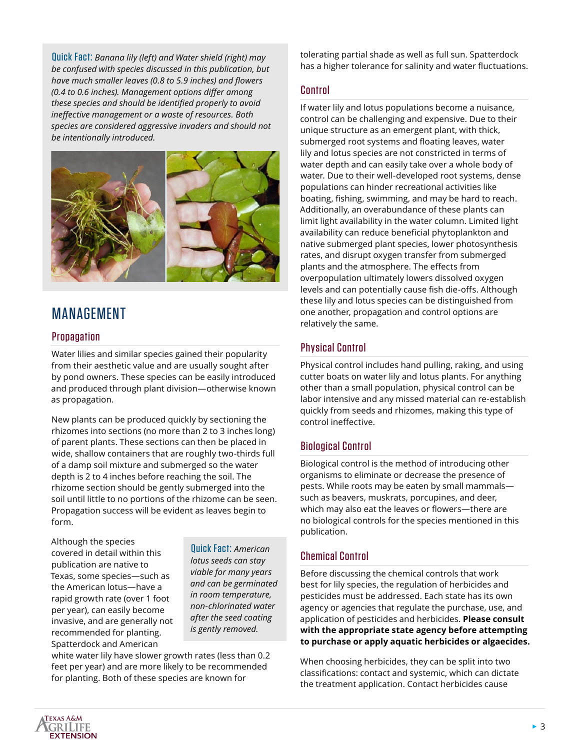**Quick Fact:** *Banana lily (left) and Water shield (right) may be confused with species discussed in this publication, but have much smaller leaves (0.8 to 5.9 inches) and flowers (0.4 to 0.6 inches). Management options differ among these species and should be identified properly to avoid ineffective management or a waste of resources. Both species are considered aggressive invaders and should not be intentionally introduced.*

# MANAGEMENT

## Propagation

Water lilies and similar species gained their popularity from their aesthetic value and are usually sought after by pond owners. These species can be easily introduced and produced through plant division—otherwise known as propagation.

New plants can be produced quickly by sectioning the rhizomes into sections (no more than 2 to 3 inches long) of parent plants. These sections can then be placed in wide, shallow containers that are roughly two-thirds full of a damp soil mixture and submerged so the water depth is 2 to 4 inches before reaching the soil. The rhizome section should be gently submerged into the soil until little to no portions of the rhizome can be seen. Propagation success will be evident as leaves begin to form.

**Quick Fact:** *American lotus seeds can stay viable for many years and can be germinated in room temperature, non-chlorinated water after the seed coating is gently removed.*

Although the species covered in detail within this publication are native to Texas, some species—such as the American lotus—have a rapid growth rate (over 1 foot per year), can easily become invasive, and are generally not recommended for planting. Spatterdock and American white water lily have slower growth rates (less than 0.2 feet per year) and are more likely to be recommended for planting. Both of these species are known for tolerating partial shade as well as full sun. Spatterdock has a higher tolerance for salinity and water fluctuations.

## Control

If water lily and lotus populations become a nuisance, control can be challenging and expensive. Due to their unique structure as an emergent plant, with thick, submerged root systems and floating leaves, water lily and lotus species are not constricted in terms of water depth and can easily take over a whole body of water. Due to their well-developed root systems, dense populations can hinder recreational activities like boating, fishing, swimming, and may be hard to reach. Additionally, an overabundance of these plants can limit light availability in the water column. Limited light availability can reduce beneficial phytoplankton and native submerged plant species, lower photosynthesis rates, and disrupt oxygen transfer from submerged plants and the atmosphere. The effects from overpopulation ultimately lowers dissolved oxygen levels and can potentially cause fish die-offs. Although these lily and lotus species can be distinguished from one another, propagation and control options are relatively the same.

## Physical Control

Physical control includes hand pulling, raking, and using cutter boats on water lily and lotus plants. For anything other than a small population, physical control can be labor intensive and any missed material can re-establish quickly from seeds and rhizomes, making this type of control ineffective.

## Biological Control

Biological control is the method of introducing other organisms to eliminate or decrease the presence of pests. While roots may be eaten by small mammals—such as beavers, muskrats, porcupines, and deer, which may also eat the leaves or flowers—there are no biological controls for the species mentioned in this publication.

## Chemical Control

Before discussing the chemical controls that work best for lily species, the regulation of herbicides and pesticides must be addressed. Each state has its own agency or agencies that regulate the purchase, use, and application of pesticides and herbicides. **Please consult with the appropriate state agency before attempting to purchase or apply aquatic herbicides or algaecides.**

When choosing herbicides, they can be split into two classifications: contact and systemic, which can dictate the treatment application. Contact herbicides cause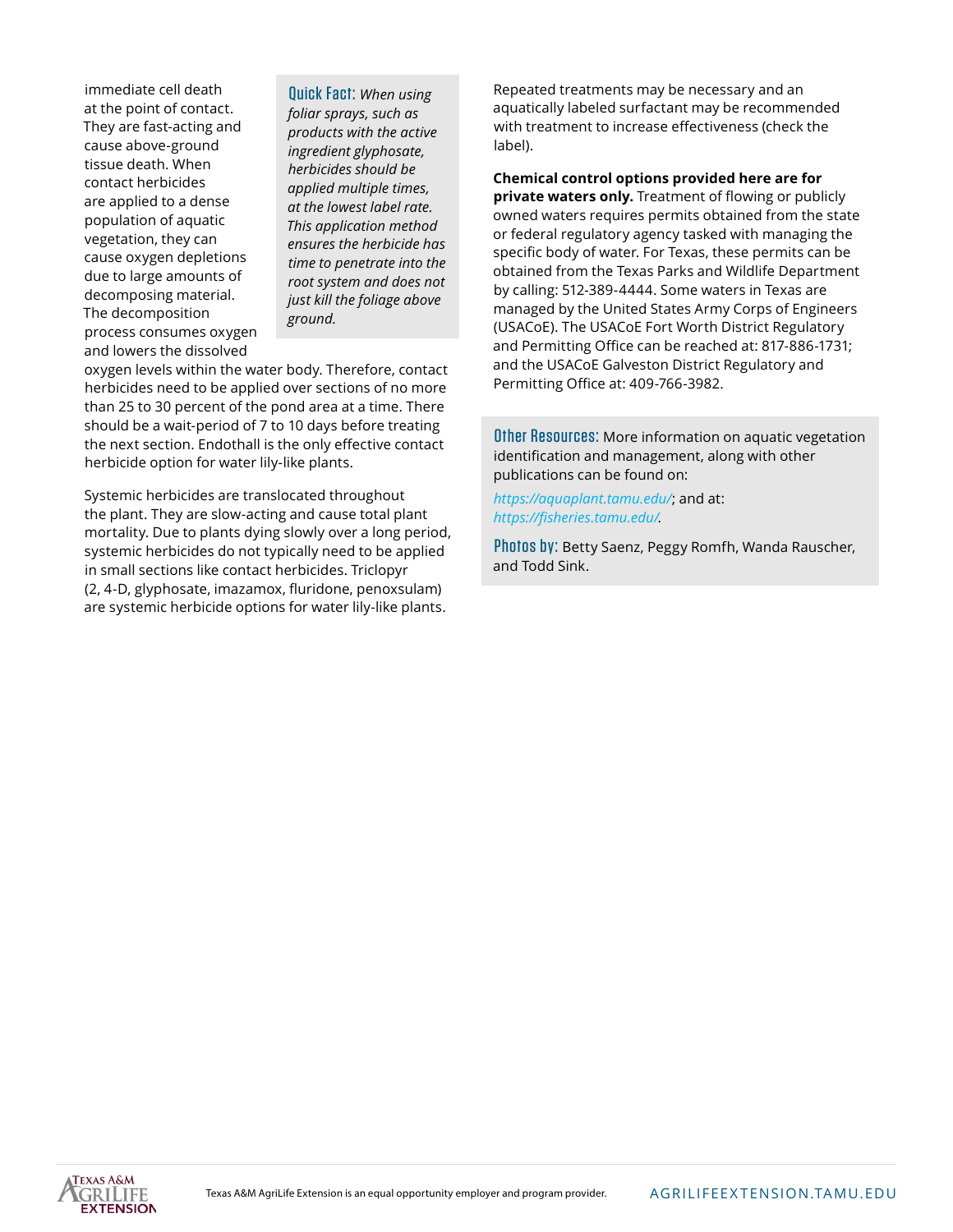immediate cell death at the point of contact. They are fast-acting and cause above-ground tissue death. When contact herbicides are applied to a dense population of aquatic vegetation, they can cause oxygen depletions due to large amounts of decomposing material. The decomposition process consumes oxygen and lowers the dissolved oxygen levels within the water body. Therefore, contact herbicides need to be applied over sections of no more than 25 to 30 percent of the pond area at a time. There should be a wait-period of 7 to 10 days before treating the next section. Endothall is the only effective contact herbicide option for water lily-like plants.

**Quick Fact:** *When using foliar sprays, such as products with the active ingredient glyphosate, herbicides should be applied multiple times, at the lowest label rate. This application method ensures the herbicide has time to penetrate into the root system and does not just kill the foliage above ground.*

Systemic herbicides are translocated throughout the plant. They are slow-acting and cause total plant mortality. Due to plants dying slowly over a long period, systemic herbicides do not typically need to be applied in small sections like contact herbicides. Triclopyr (2, 4-D, glyphosate, imazamox, fluridone, penoxsulam) are systemic herbicide options for water lily-like plants.

Repeated treatments may be necessary and an aquatically labeled surfactant may be recommended with treatment to increase effectiveness (check the label).

**Chemical control options provided here are for private waters only.** Treatment of flowing or publicly owned waters requires permits obtained from the state or federal regulatory agency tasked with managing the specific body of water. For Texas, these permits can be obtained from the Texas Parks and Wildlife Department by calling: 512-389-4444. Some waters in Texas are managed by the United States Army Corps of Engineers (USACoE). The USACoE Fort Worth District Regulatory and Permitting Office can be reached at: 817-886-1731; and the USACoE Galveston District Regulatory and Permitting Office at: 409-766-3982.

**Other Resources:** More information on aquatic vegetation identification and management, along with other publications can be found on:

*https://aquaplant.tamu.edu/*; and at: *https://fisheries.tamu.edu/*.

**Photos by:** Betty Saenz, Peggy Romfh, Wanda Rauscher, and Todd Sink.

Texas A&M AgriLife Extension is an equal opportunity employer and program provider.